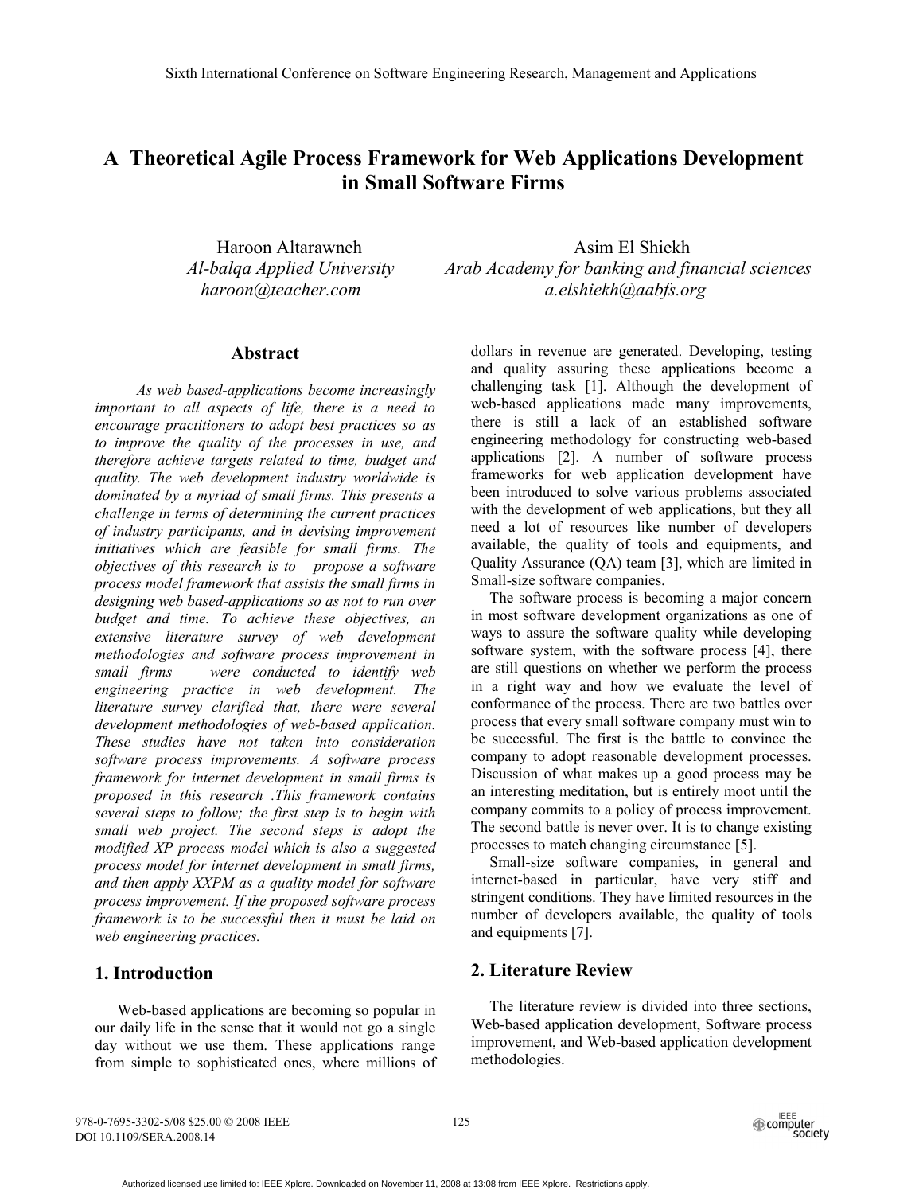# A Theoretical Agile Process Framework for Web Applications Development in Small Software Firms

Haroon Altarawneh
*Al-balqa Applied University*
*haroon@teacher.com*

Asim El Shiekh
*Arab Academy for banking and financial sciences*
*a.elshiekh@aabfs.org*

## Abstract

*As web based-applications become increasingly important to all aspects of life, there is a need to encourage practitioners to adopt best practices so as to improve the quality of the processes in use, and therefore achieve targets related to time, budget and quality. The web development industry worldwide is dominated by a myriad of small firms. This presents a challenge in terms of determining the current practices of industry participants, and in devising improvement initiatives which are feasible for small firms. The objectives of this research is to propose a software process model framework that assists the small firms in designing web based-applications so as not to run over budget and time. To achieve these objectives, an extensive literature survey of web development methodologies and software process improvement in small firms were conducted to identify web engineering practice in web development. The literature survey clarified that, there were several development methodologies of web-based application. These studies have not taken into consideration software process improvements. A software process framework for internet development in small firms is proposed in this research .This framework contains several steps to follow; the first step is to begin with small web project. The second steps is adopt the modified XP process model which is also a suggested process model for internet development in small firms, and then apply XXPM as a quality model for software process improvement. If the proposed software process framework is to be successful then it must be laid on web engineering practices.*

## 1. Introduction

Web-based applications are becoming so popular in our daily life in the sense that it would not go a single day without we use them. These applications range from simple to sophisticated ones, where millions of dollars in revenue are generated. Developing, testing and quality assuring these applications become a challenging task [1]. Although the development of web-based applications made many improvements, there is still a lack of an established software engineering methodology for constructing web-based applications [2]. A number of software process frameworks for web application development have been introduced to solve various problems associated with the development of web applications, but they all need a lot of resources like number of developers available, the quality of tools and equipments, and Quality Assurance (QA) team [3], which are limited in Small-size software companies.

The software process is becoming a major concern in most software development organizations as one of ways to assure the software quality while developing software system, with the software process [4], there are still questions on whether we perform the process in a right way and how we evaluate the level of conformance of the process. There are two battles over process that every small software company must win to be successful. The first is the battle to convince the company to adopt reasonable development processes. Discussion of what makes up a good process may be an interesting meditation, but is entirely moot until the company commits to a policy of process improvement. The second battle is never over. It is to change existing processes to match changing circumstance [5].

Small-size software companies, in general and internet-based in particular, have very stiff and stringent conditions. They have limited resources in the number of developers available, the quality of tools and equipments [7].

## 2. Literature Review

The literature review is divided into three sections, Web-based application development, Software process improvement, and Web-based application development methodologies.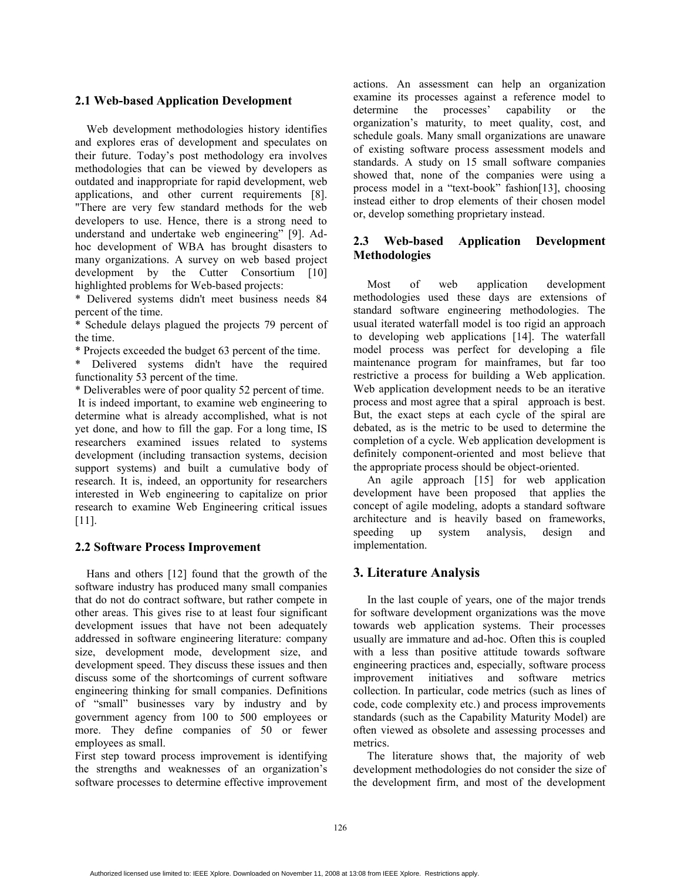### 2.1 Web-based Application Development

Web development methodologies history identifies and explores eras of development and speculates on their future. Today's post methodology era involves methodologies that can be viewed by developers as outdated and inappropriate for rapid development, web applications, and other current requirements [8]. "There are very few standard methods for the web developers to use. Hence, there is a strong need to understand and undertake web engineering" [9]. Ad-hoc development of WBA has brought disasters to many organizations. A survey on web based project development by the Cutter Consortium [10] highlighted problems for Web-based projects:

* Delivered systems didn't meet business needs 84 percent of the time.
* Schedule delays plagued the projects 79 percent of the time.
* Projects exceeded the budget 63 percent of the time.
* Delivered systems didn't have the required functionality 53 percent of the time.
* Deliverables were of poor quality 52 percent of time.

It is indeed important, to examine web engineering to determine what is already accomplished, what is not yet done, and how to fill the gap. For a long time, IS researchers examined issues related to systems development (including transaction systems, decision support systems) and built a cumulative body of research. It is, indeed, an opportunity for researchers interested in Web engineering to capitalize on prior research to examine Web Engineering critical issues [11].

### 2.2 Software Process Improvement

Hans and others [12] found that the growth of the software industry has produced many small companies that do not do contract software, but rather compete in other areas. This gives rise to at least four significant development issues that have not been adequately addressed in software engineering literature: company size, development mode, development size, and development speed. They discuss these issues and then discuss some of the shortcomings of current software engineering thinking for small companies. Definitions of "small" businesses vary by industry and by government agency from 100 to 500 employees or more. They define companies of 50 or fewer employees as small.

First step toward process improvement is identifying the strengths and weaknesses of an organization's software processes to determine effective improvement actions. An assessment can help an organization examine its processes against a reference model to determine the processes' capability or the organization's maturity, to meet quality, cost, and schedule goals. Many small organizations are unaware of existing software process assessment models and standards. A study on 15 small software companies showed that, none of the companies were using a process model in a "text-book" fashion[13], choosing instead either to drop elements of their chosen model or, develop something proprietary instead.

### 2.3 Web-based Application Development Methodologies

Most of web application development methodologies used these days are extensions of standard software engineering methodologies. The usual iterated waterfall model is too rigid an approach to developing web applications [14]. The waterfall model process was perfect for developing a file maintenance program for mainframes, but far too restrictive a process for building a Web application. Web application development needs to be an iterative process and most agree that a spiral approach is best. But, the exact steps at each cycle of the spiral are debated, as is the metric to be used to determine the completion of a cycle. Web application development is definitely component-oriented and most believe that the appropriate process should be object-oriented.

An agile approach [15] for web application development have been proposed that applies the concept of agile modeling, adopts a standard software architecture and is heavily based on frameworks, speeding up system analysis, design and implementation.

## 3. Literature Analysis

In the last couple of years, one of the major trends for software development organizations was the move towards web application systems. Their processes usually are immature and ad-hoc. Often this is coupled with a less than positive attitude towards software engineering practices and, especially, software process improvement initiatives and software metrics collection. In particular, code metrics (such as lines of code, code complexity etc.) and process improvements standards (such as the Capability Maturity Model) are often viewed as obsolete and assessing processes and metrics.

The literature shows that, the majority of web development methodologies do not consider the size of the development firm, and most of the development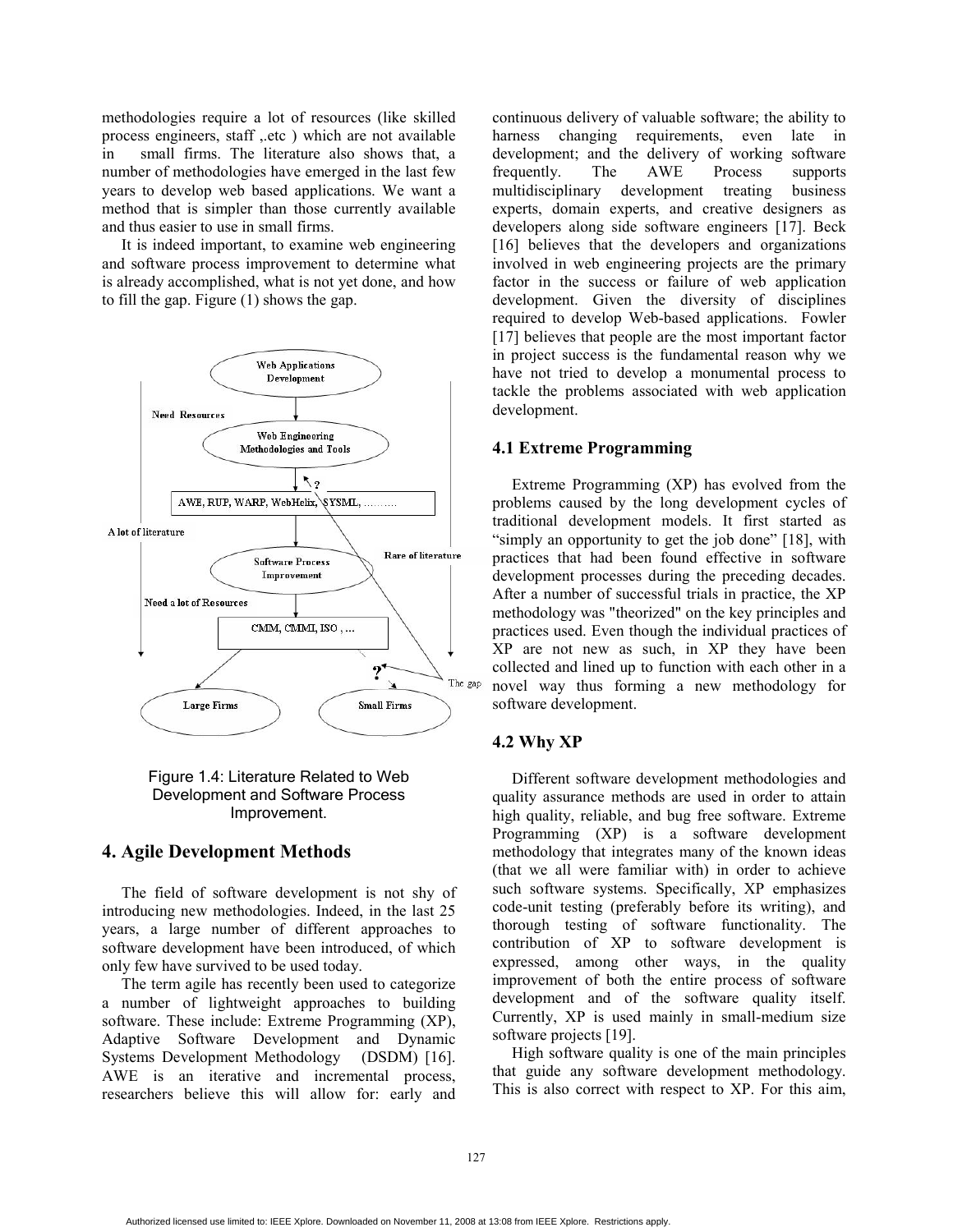methodologies require a lot of resources (like skilled process engineers, staff ,.etc ) which are not available in small firms. The literature also shows that, a number of methodologies have emerged in the last few years to develop web based applications. We want a method that is simpler than those currently available and thus easier to use in small firms.

It is indeed important, to examine web engineering and software process improvement to determine what is already accomplished, what is not yet done, and how to fill the gap. Figure (1) shows the gap.

Web Applications Development
Need Resources
Web Engineering Methodologies and Tools
?
AWE, RUP, WARP, WebHelix, SYSML, ………
A lot of literature
Software Process Improvement
Rare of literature
Need a lot of Resources
CMM, CMMI, ISO , ...
?
The gap
Large Firms
Small Firms

Figure 1.4: Literature Related to Web Development and Software Process Improvement.

## 4. Agile Development Methods

The field of software development is not shy of introducing new methodologies. Indeed, in the last 25 years, a large number of different approaches to software development have been introduced, of which only few have survived to be used today.

The term agile has recently been used to categorize a number of lightweight approaches to building software. These include: Extreme Programming (XP), Adaptive Software Development and Dynamic Systems Development Methodology (DSDM) [16]. AWE is an iterative and incremental process, researchers believe this will allow for: early and continuous delivery of valuable software; the ability to harness changing requirements, even late in development; and the delivery of working software frequently. The AWE Process supports multidisciplinary development treating business experts, domain experts, and creative designers as developers along side software engineers [17]. Beck [16] believes that the developers and organizations involved in web engineering projects are the primary factor in the success or failure of web application development. Given the diversity of disciplines required to develop Web-based applications. Fowler [17] believes that people are the most important factor in project success is the fundamental reason why we have not tried to develop a monumental process to tackle the problems associated with web application development.

### 4.1 Extreme Programming

Extreme Programming (XP) has evolved from the problems caused by the long development cycles of traditional development models. It first started as "simply an opportunity to get the job done" [18], with practices that had been found effective in software development processes during the preceding decades. After a number of successful trials in practice, the XP methodology was "theorized" on the key principles and practices used. Even though the individual practices of XP are not new as such, in XP they have been collected and lined up to function with each other in a novel way thus forming a new methodology for software development.

### 4.2 Why XP

Different software development methodologies and quality assurance methods are used in order to attain high quality, reliable, and bug free software. Extreme Programming (XP) is a software development methodology that integrates many of the known ideas (that we all were familiar with) in order to achieve such software systems. Specifically, XP emphasizes code-unit testing (preferably before its writing), and thorough testing of software functionality. The contribution of XP to software development is expressed, among other ways, in the quality improvement of both the entire process of software development and of the software quality itself. Currently, XP is used mainly in small-medium size software projects [19].

High software quality is one of the main principles that guide any software development methodology. This is also correct with respect to XP. For this aim,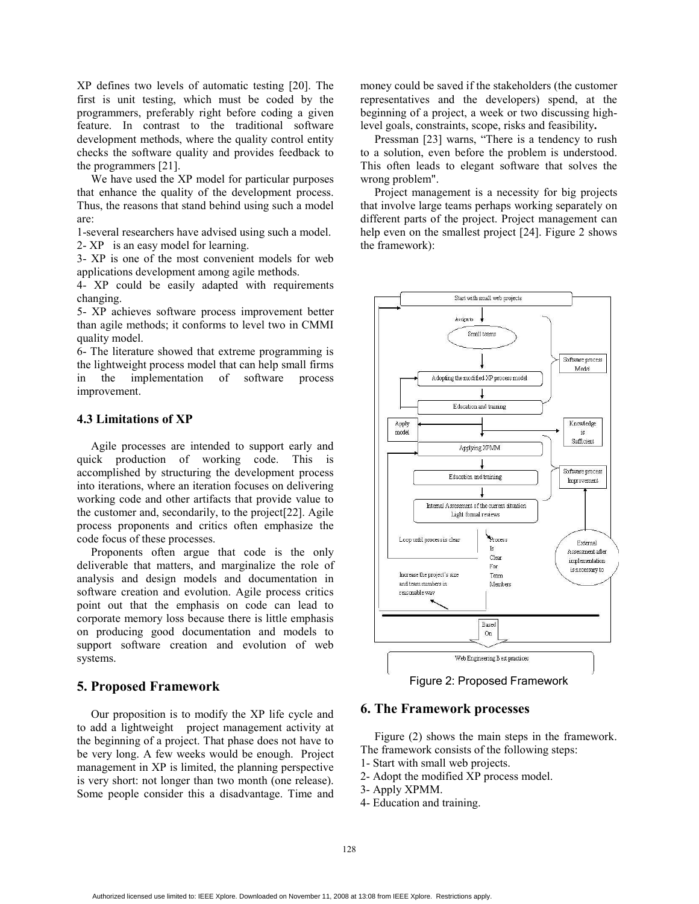XP defines two levels of automatic testing [20]. The first is unit testing, which must be coded by the programmers, preferably right before coding a given feature. In contrast to the traditional software development methods, where the quality control entity checks the software quality and provides feedback to the programmers [21].

We have used the XP model for particular purposes that enhance the quality of the development process. Thus, the reasons that stand behind using such a model are:

1-several researchers have advised using such a model.
2- XP is an easy model for learning.
3- XP is one of the most convenient models for web applications development among agile methods.
4- XP could be easily adapted with requirements changing.
5- XP achieves software process improvement better than agile methods; it conforms to level two in CMMI quality model.
6- The literature showed that extreme programming is the lightweight process model that can help small firms in the implementation of software process improvement.

### 4.3 Limitations of XP

Agile processes are intended to support early and quick production of working code. This is accomplished by structuring the development process into iterations, where an iteration focuses on delivering working code and other artifacts that provide value to the customer and, secondarily, to the project[22]. Agile process proponents and critics often emphasize the code focus of these processes.

Proponents often argue that code is the only deliverable that matters, and marginalize the role of analysis and design models and documentation in software creation and evolution. Agile process critics point out that the emphasis on code can lead to corporate memory loss because there is little emphasis on producing good documentation and models to support software creation and evolution of web systems.

## 5. Proposed Framework

Our proposition is to modify the XP life cycle and to add a lightweight project management activity at the beginning of a project. That phase does not have to be very long. A few weeks would be enough. Project management in XP is limited, the planning perspective is very short: not longer than two month (one release). Some people consider this a disadvantage. Time and money could be saved if the stakeholders (the customer representatives and the developers) spend, at the beginning of a project, a week or two discussing high-level goals, constraints, scope, risks and feasibility**.**

Pressman [23] warns, "There is a tendency to rush to a solution, even before the problem is understood. This often leads to elegant software that solves the wrong problem".

Project management is a necessity for big projects that involve large teams perhaps working separately on different parts of the project. Project management can help even on the smallest project [24]. Figure 2 shows the framework):

Figure 2: Proposed Framework

## 6. The Framework processes

Figure (2) shows the main steps in the framework. The framework consists of the following steps:

1- Start with small web projects.
2- Adopt the modified XP process model.
3- Apply XPMM.
4- Education and training.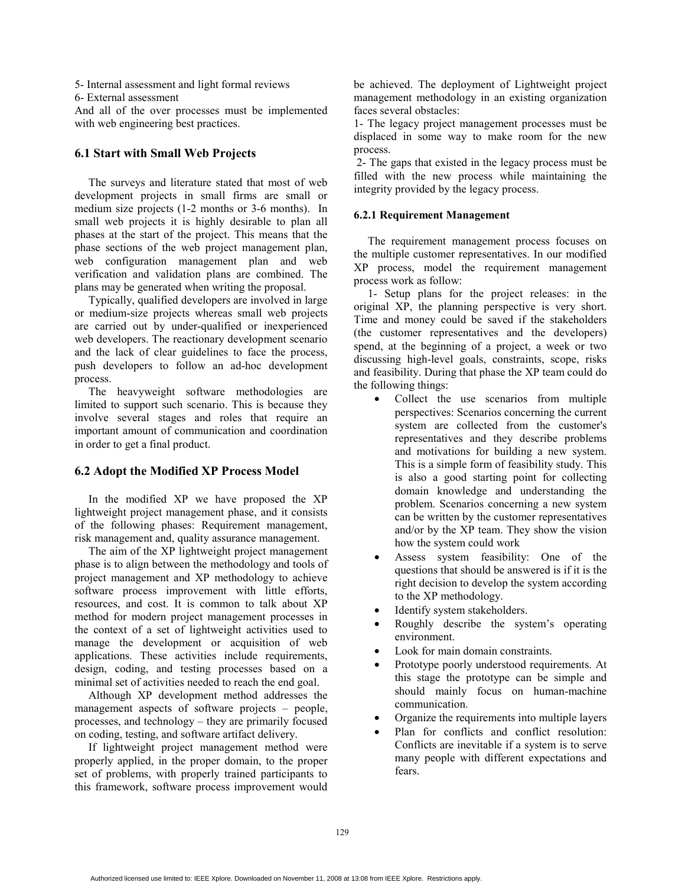5- Internal assessment and light formal reviews

6- External assessment

And all of the over processes must be implemented with web engineering best practices.

## 6.1 Start with Small Web Projects

The surveys and literature stated that most of web development projects in small firms are small or medium size projects (1-2 months or 3-6 months). In small web projects it is highly desirable to plan all phases at the start of the project. This means that the phase sections of the web project management plan, web configuration management plan and web verification and validation plans are combined. The plans may be generated when writing the proposal.

Typically, qualified developers are involved in large or medium-size projects whereas small web projects are carried out by under-qualified or inexperienced web developers. The reactionary development scenario and the lack of clear guidelines to face the process, push developers to follow an ad-hoc development process.

The heavyweight software methodologies are limited to support such scenario. This is because they involve several stages and roles that require an important amount of communication and coordination in order to get a final product.

## 6.2 Adopt the Modified XP Process Model

In the modified XP we have proposed the XP lightweight project management phase, and it consists of the following phases: Requirement management, risk management and, quality assurance management.

The aim of the XP lightweight project management phase is to align between the methodology and tools of project management and XP methodology to achieve software process improvement with little efforts, resources, and cost. It is common to talk about XP method for modern project management processes in the context of a set of lightweight activities used to manage the development or acquisition of web applications. These activities include requirements, design, coding, and testing processes based on a minimal set of activities needed to reach the end goal.

Although XP development method addresses the management aspects of software projects – people, processes, and technology – they are primarily focused on coding, testing, and software artifact delivery.

If lightweight project management method were properly applied, in the proper domain, to the proper set of problems, with properly trained participants to this framework, software process improvement would be achieved. The deployment of Lightweight project management methodology in an existing organization faces several obstacles:

1- The legacy project management processes must be displaced in some way to make room for the new process.

2- The gaps that existed in the legacy process must be filled with the new process while maintaining the integrity provided by the legacy process.

### 6.2.1 Requirement Management

The requirement management process focuses on the multiple customer representatives. In our modified XP process, model the requirement management process work as follow:

1- Setup plans for the project releases: in the original XP, the planning perspective is very short. Time and money could be saved if the stakeholders (the customer representatives and the developers) spend, at the beginning of a project, a week or two discussing high-level goals, constraints, scope, risks and feasibility. During that phase the XP team could do the following things:

- Collect the use scenarios from multiple perspectives: Scenarios concerning the current system are collected from the customer's representatives and they describe problems and motivations for building a new system. This is a simple form of feasibility study. This is also a good starting point for collecting domain knowledge and understanding the problem. Scenarios concerning a new system can be written by the customer representatives and/or by the XP team. They show the vision how the system could work
- Assess system feasibility: One of the questions that should be answered is if it is the right decision to develop the system according to the XP methodology.
- Identify system stakeholders.
- Roughly describe the system's operating environment.
- Look for main domain constraints.
- Prototype poorly understood requirements. At this stage the prototype can be simple and should mainly focus on human-machine communication.
- Organize the requirements into multiple layers
- Plan for conflicts and conflict resolution: Conflicts are inevitable if a system is to serve many people with different expectations and fears.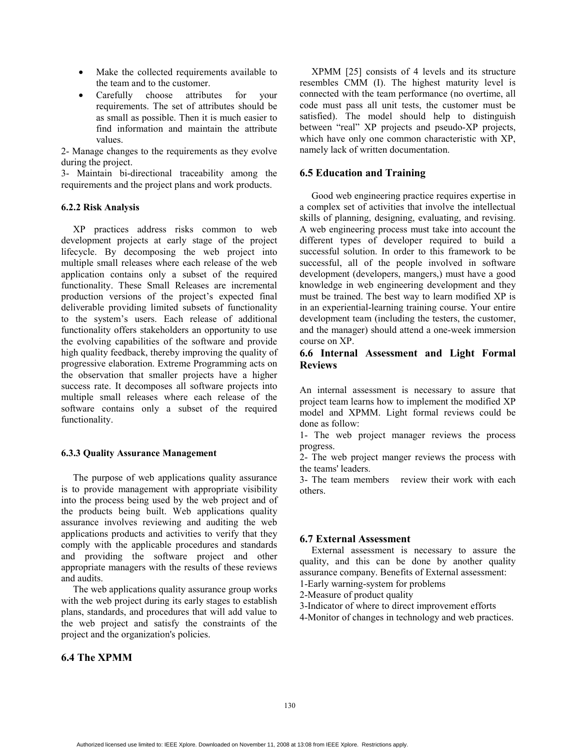- Make the collected requirements available to the team and to the customer.
- Carefully choose attributes for your requirements. The set of attributes should be as small as possible. Then it is much easier to find information and maintain the attribute values.

2- Manage changes to the requirements as they evolve during the project.

3- Maintain bi-directional traceability among the requirements and the project plans and work products.

#### 6.2.2 Risk Analysis

XP practices address risks common to web development projects at early stage of the project lifecycle. By decomposing the web project into multiple small releases where each release of the web application contains only a subset of the required functionality. These Small Releases are incremental production versions of the project's expected final deliverable providing limited subsets of functionality to the system's users. Each release of additional functionality offers stakeholders an opportunity to use the evolving capabilities of the software and provide high quality feedback, thereby improving the quality of progressive elaboration. Extreme Programming acts on the observation that smaller projects have a higher success rate. It decomposes all software projects into multiple small releases where each release of the software contains only a subset of the required functionality.

#### 6.3.3 Quality Assurance Management

The purpose of web applications quality assurance is to provide management with appropriate visibility into the process being used by the web project and of the products being built. Web applications quality assurance involves reviewing and auditing the web applications products and activities to verify that they comply with the applicable procedures and standards and providing the software project and other appropriate managers with the results of these reviews and audits.

The web applications quality assurance group works with the web project during its early stages to establish plans, standards, and procedures that will add value to the web project and satisfy the constraints of the project and the organization's policies.

## 6.4 The XPMM

XPMM [25] consists of 4 levels and its structure resembles CMM (I). The highest maturity level is connected with the team performance (no overtime, all code must pass all unit tests, the customer must be satisfied). The model should help to distinguish between "real" XP projects and pseudo-XP projects, which have only one common characteristic with XP, namely lack of written documentation.

## 6.5 Education and Training

Good web engineering practice requires expertise in a complex set of activities that involve the intellectual skills of planning, designing, evaluating, and revising. A web engineering process must take into account the different types of developer required to build a successful solution. In order to this framework to be successful, all of the people involved in software development (developers, mangers,) must have a good knowledge in web engineering development and they must be trained. The best way to learn modified XP is in an experiential-learning training course. Your entire development team (including the testers, the customer, and the manager) should attend a one-week immersion course on XP.

## 6.6 Internal Assessment and Light Formal Reviews

An internal assessment is necessary to assure that project team learns how to implement the modified XP model and XPMM. Light formal reviews could be done as follow:

1- The web project manager reviews the process progress.

2- The web project manger reviews the process with the teams' leaders.

3- The team members review their work with each others.

## 6.7 External Assessment

External assessment is necessary to assure the quality, and this can be done by another quality assurance company. Benefits of External assessment:

1-Early warning-system for problems

2-Measure of product quality

3-Indicator of where to direct improvement efforts

4-Monitor of changes in technology and web practices.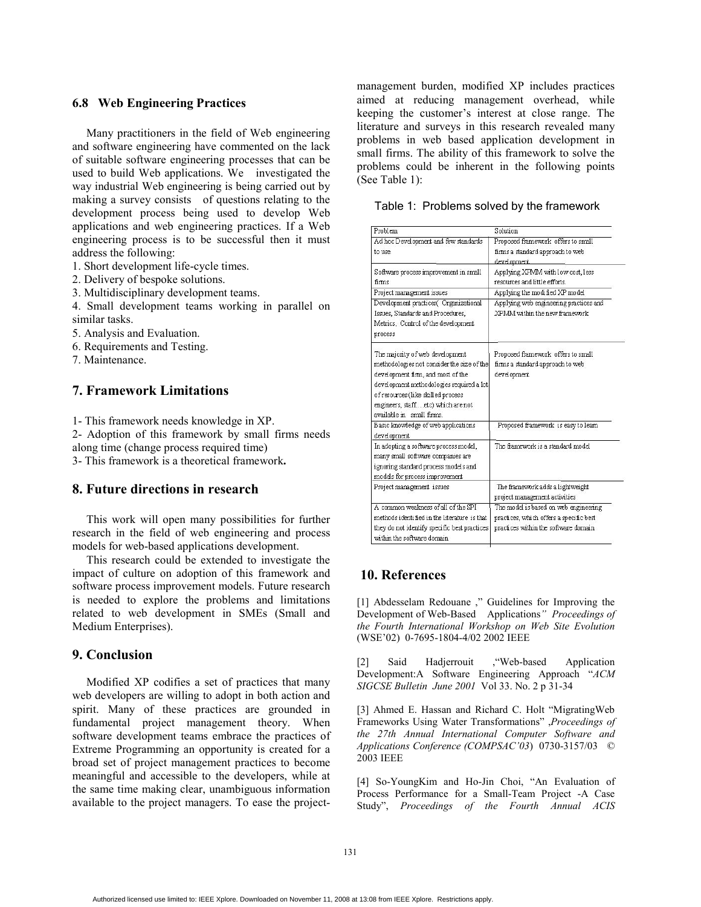### 6.8 Web Engineering Practices

Many practitioners in the field of Web engineering and software engineering have commented on the lack of suitable software engineering processes that can be used to build Web applications. We investigated the way industrial Web engineering is being carried out by making a survey consists of questions relating to the development process being used to develop Web applications and web engineering practices. If a Web engineering process is to be successful then it must address the following:

1. Short development life-cycle times.
2. Delivery of bespoke solutions.
3. Multidisciplinary development teams.
4. Small development teams working in parallel on similar tasks.
5. Analysis and Evaluation.
6. Requirements and Testing.
7. Maintenance.

## 7. Framework Limitations

1- This framework needs knowledge in XP.
2- Adoption of this framework by small firms needs along time (change process required time)
3- This framework is a theoretical framework**.**

## 8. Future directions in research

This work will open many possibilities for further research in the field of web engineering and process models for web-based applications development.

This research could be extended to investigate the impact of culture on adoption of this framework and software process improvement models. Future research is needed to explore the problems and limitations related to web development in SMEs (Small and Medium Enterprises).

## 9. Conclusion

Modified XP codifies a set of practices that many web developers are willing to adopt in both action and spirit. Many of these practices are grounded in fundamental project management theory. When software development teams embrace the practices of Extreme Programming an opportunity is created for a broad set of project management practices to become meaningful and accessible to the developers, while at the same time making clear, unambiguous information available to the project managers. To ease the project-management burden, modified XP includes practices aimed at reducing management overhead, while keeping the customer's interest at close range. The literature and surveys in this research revealed many problems in web based application development in small firms. The ability of this framework to solve the problems could be inherent in the following points (See Table 1):

Table 1: Problems solved by the framework

| Problem | Solution |
|---|---|
| Ad hoc Development and few standards to use | Proposed framework offers to small firms a standard approach to web development |
| Software process improvement in small firms | Applying XPMM with low cost, less resources and little efforts. |
| Project management issues | Applying the modified XP model |
| Development practices( Organizational Issues, Standards and Procedures, Metrics, Control of the development process | Applying web engineering practices and XPMM within the new framework |
| The majority of web development methodologies not consider the size of the development firm, and most of the development methodologies required a lot of resources (like skilled process engineers, staff….etc) which are not available in small firms. | Proposed framework offers to small firms a standard approach to web development |
| Basic knowledge of web applications development | Proposed framework is easy to learn |
| In adopting a software process model, many small software companies are ignoring standard process models and models for process improvement | The framework is a standard model |
| Project management issues | The framework adds a lightweight project management activities |
| A common weakness of all of the SPI methods identified in the literature is that they do not identify specific best practices within the software domain | The model is based on web engineering practices, which offers a specific best practices within the software domain |

## 10. References

[1] Abdesselam Redouane ," Guidelines for Improving the Development of Web-Based Applications*" Proceedings of the Fourth International Workshop on Web Site Evolution* (WSE'02) 0-7695-1804-4/02 2002 IEEE

[2] Said Hadjerrouit ,"Web-based Application Development:A Software Engineering Approach "*ACM SIGCSE Bulletin June 2001* Vol 33. No. 2 p 31-34

[3] Ahmed E. Hassan and Richard C. Holt "MigratingWeb Frameworks Using Water Transformations" ,*Proceedings of the 27th Annual International Computer Software and Applications Conference (COMPSAC'03*) 0730-3157/03 © 2003 IEEE

[4] So-YoungKim and Ho-Jin Choi, "An Evaluation of Process Performance for a Small-Team Project -A Case Study", *Proceedings of the Fourth Annual ACIS*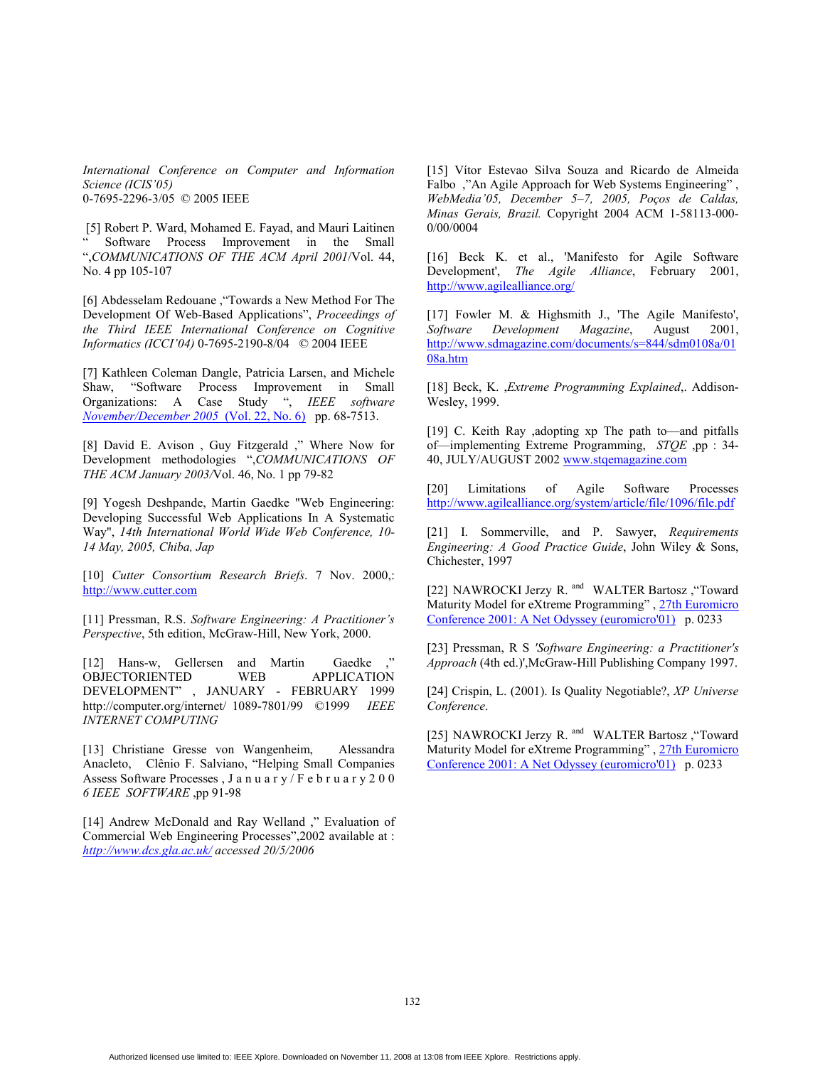*International Conference on Computer and Information Science (ICIS'05)*
0-7695-2296-3/05 © 2005 IEEE

[5] Robert P. Ward, Mohamed E. Fayad, and Mauri Laitinen " Software Process Improvement in the Small ",*COMMUNICATIONS OF THE ACM April 2001*/Vol. 44, No. 4 pp 105-107

[6] Abdesselam Redouane ,"Towards a New Method For The Development Of Web-Based Applications", *Proceedings of the Third IEEE International Conference on Cognitive Informatics (ICCI'04)* 0-7695-2190-8/04 © 2004 IEEE

[7] Kathleen Coleman Dangle, Patricia Larsen, and Michele Shaw, "Software Process Improvement in Small Organizations: A Case Study ", *IEEE software November/December 2005 (Vol. 22, No. 6)* pp. 68-7513.

[8] David E. Avison , Guy Fitzgerald ," Where Now for Development methodologies ",*COMMUNICATIONS OF THE ACM January 2003*/Vol. 46, No. 1 pp 79-82

[9] Yogesh Deshpande, Martin Gaedke "Web Engineering: Developing Successful Web Applications In A Systematic Way", *14th International World Wide Web Conference, 10-14 May, 2005, Chiba, Jap*

[10] *Cutter Consortium Research Briefs*. 7 Nov. 2000,: http://www.cutter.com

[11] Pressman, R.S. *Software Engineering: A Practitioner's Perspective*, 5th edition, McGraw-Hill, New York, 2000.

[12] Hans-w, Gellersen and Martin Gaedke ," OBJECTORIENTED WEB APPLICATION DEVELOPMENT" , JANUARY - FEBRUARY 1999 http://computer.org/internet/ 1089-7801/99 ©1999 *IEEE INTERNET COMPUTING*

[13] Christiane Gresse von Wangenheim, Alessandra Anacleto, Clênio F. Salviano, "Helping Small Companies Assess Software Processes , J a n u a r y / F e b r u a r y 2 0 0 *6 IEEE SOFTWARE* ,pp 91-98

[14] Andrew McDonald and Ray Welland ," Evaluation of Commercial Web Engineering Processes",2002 available at : *http://www.dcs.gla.ac.uk/ accessed 20/5/2006*

[15] Vítor Estevao Silva Souza and Ricardo de Almeida Falbo ,"An Agile Approach for Web Systems Engineering" , *WebMedia'05, December 5–7, 2005, Poços de Caldas, Minas Gerais, Brazil.* Copyright 2004 ACM 1-58113-000-0/00/0004

[16] Beck K. et al., 'Manifesto for Agile Software Development', *The Agile Alliance*, February 2001, http://www.agilealliance.org/

[17] Fowler M. & Highsmith J., 'The Agile Manifesto', *Software Development Magazine*, August 2001, http://www.sdmagazine.com/documents/s=844/sdm0108a/0108a.htm

[18] Beck, K. ,*Extreme Programming Explained*,. Addison-Wesley, 1999.

[19] C. Keith Ray ,adopting xp The path to—and pitfalls of—implementing Extreme Programming, *STQE* ,pp : 34-40, JULY/AUGUST 2002 www.stqemagazine.com

[20] Limitations of Agile Software Processes http://www.agilealliance.org/system/article/file/1096/file.pdf

[21] I. Sommerville, and P. Sawyer, *Requirements Engineering: A Good Practice Guide*, John Wiley & Sons, Chichester, 1997

[22] NAWROCKI Jerzy R. and WALTER Bartosz ,"Toward Maturity Model for eXtreme Programming" , 27th Euromicro Conference 2001: A Net Odyssey (euromicro'01) p. 0233

[23] Pressman, R S *'Software Engineering: a Practitioner's Approach* (4th ed.)',McGraw-Hill Publishing Company 1997.

[24] Crispin, L. (2001). Is Quality Negotiable?, *XP Universe Conference*.

[25] NAWROCKI Jerzy R. and WALTER Bartosz ,"Toward Maturity Model for eXtreme Programming" , 27th Euromicro Conference 2001: A Net Odyssey (euromicro'01) p. 0233